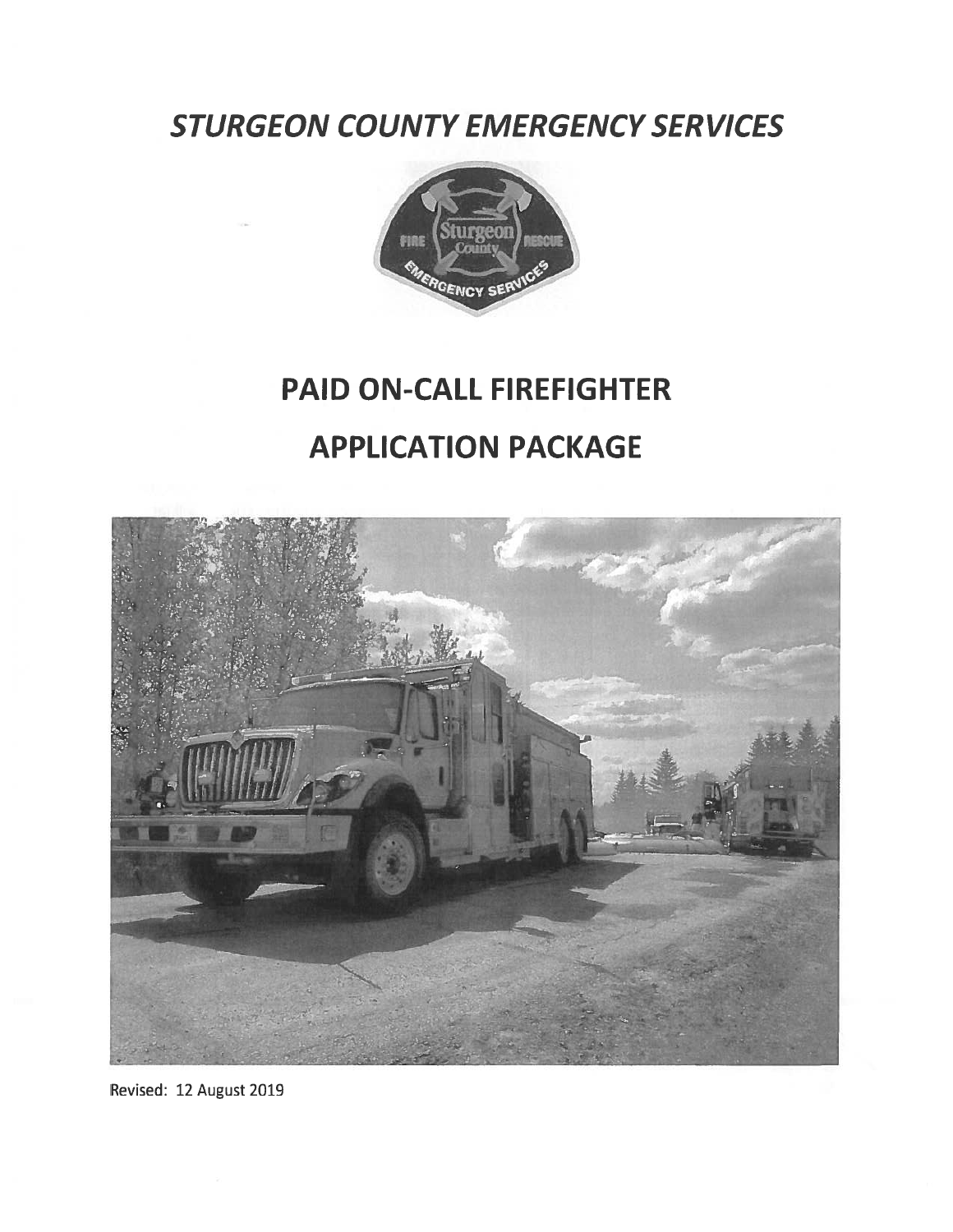# *STURGEON COUNTY EMERGENCY SERVICES*

# PAID ON-CALL FIREFIGHTER

# APPLICATION PACKAGE

Revised: 12 August 2019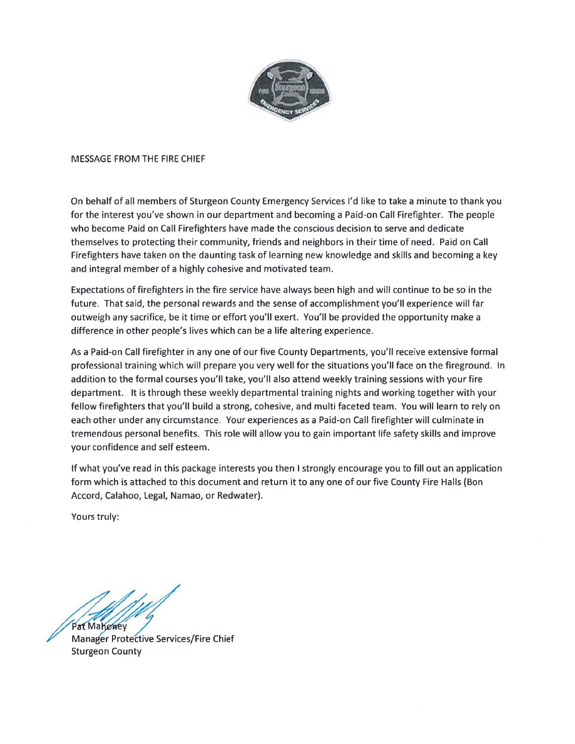MESSAGE FROM THE FIRE CHIEF

On behalf of all members of Sturgeon County Emergency Services I'd like to take a minute to thank you for the interest you've shown in our department and becoming a Paid-on Call Firefighter. The people who become Paid on Call Firefighters have made the conscious decision to serve and dedicate themselves to protecting their community, friends and neighbors in their time of need. Paid on Call Firefighters have taken on the daunting task of learning new knowledge and skills and becoming a key and integral member of a highly cohesive and motivated team.

Expectations of firefighters in the fire service have always been high and will continue to be so in the future. That said, the personal rewards and the sense of accomplishment you'll experience will far outweigh any sacrifice, be it time or effort you'll exert. You'll be provided the opportunity make a difference in other people's lives which can be a life altering experience.

As a Paid-on Call firefighter in any one of our five County Departments, you'll receive extensive formal professional training which will prepare you very well for the situations you'll face on the fireground. In addition to the formal courses you'll take, you'll also attend weekly training sessions with your fire department. It is through these weekly departmental training nights and working together with your fellow firefighters that you'll build a strong, cohesive, and multi faceted team. You will learn to rely on each other under any circumstance. Your experiences as a Paid-on Call firefighter will culminate in tremendous personal benefits. This role will allow you to gain important life safety skills and improve your confidence and self esteem.

If what you've read in this package interests you then I strongly encourage you to fill out an application form which is attached to this document and return it to any one of our five County Fire Halls (Bon Accord, Calahoo, Legal, Namao, or Redwater).

Yours truly:

Pat Mahoney
Manager Protective Services/Fire Chief
Sturgeon County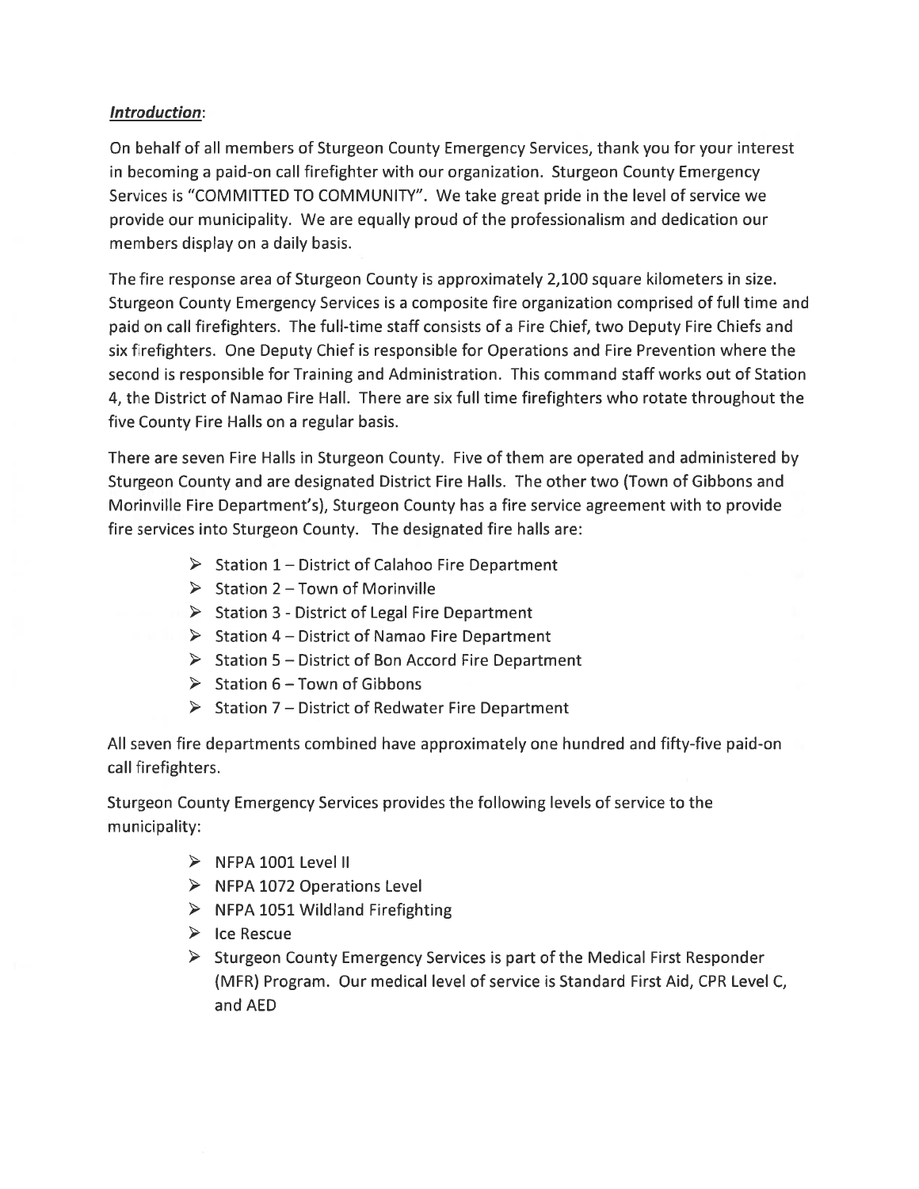***Introduction***:

On behalf of all members of Sturgeon County Emergency Services, thank you for your interest in becoming a paid-on call firefighter with our organization. Sturgeon County Emergency Services is "COMMITTED TO COMMUNITY". We take great pride in the level of service we provide our municipality. We are equally proud of the professionalism and dedication our members display on a daily basis.

The fire response area of Sturgeon County is approximately 2,100 square kilometers in size. Sturgeon County Emergency Services is a composite fire organization comprised of full time and paid on call firefighters. The full-time staff consists of a Fire Chief, two Deputy Fire Chiefs and six firefighters. One Deputy Chief is responsible for Operations and Fire Prevention where the second is responsible for Training and Administration. This command staff works out of Station 4, the District of Namao Fire Hall. There are six full time firefighters who rotate throughout the five County Fire Halls on a regular basis.

There are seven Fire Halls in Sturgeon County. Five of them are operated and administered by Sturgeon County and are designated District Fire Halls. The other two (Town of Gibbons and Morinville Fire Department's), Sturgeon County has a fire service agreement with to provide fire services into Sturgeon County. The designated fire halls are:

- Station 1 – District of Calahoo Fire Department
- Station 2 – Town of Morinville
- Station 3 - District of Legal Fire Department
- Station 4 – District of Namao Fire Department
- Station 5 – District of Bon Accord Fire Department
- Station 6 – Town of Gibbons
- Station 7 – District of Redwater Fire Department

All seven fire departments combined have approximately one hundred and fifty-five paid-on call firefighters.

Sturgeon County Emergency Services provides the following levels of service to the municipality:

- NFPA 1001 Level II
- NFPA 1072 Operations Level
- NFPA 1051 Wildland Firefighting
- Ice Rescue
- Sturgeon County Emergency Services is part of the Medical First Responder (MFR) Program. Our medical level of service is Standard First Aid, CPR Level C, and AED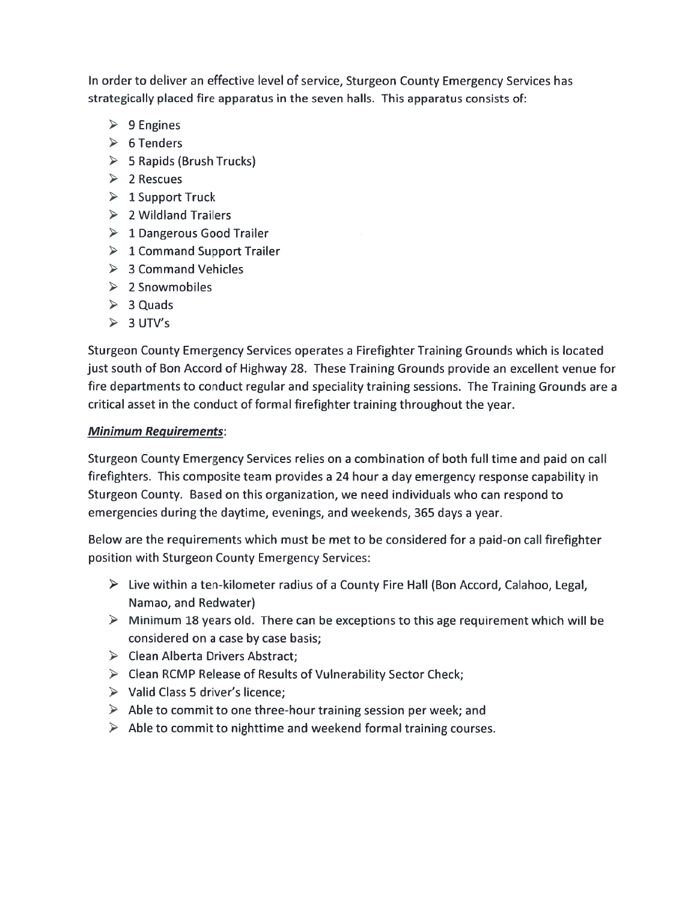In order to deliver an effective level of service, Sturgeon County Emergency Services has strategically placed fire apparatus in the seven halls. This apparatus consists of:

- 9 Engines
- 6 Tenders
- 5 Rapids (Brush Trucks)
- 2 Rescues
- 1 Support Truck
- 2 Wildland Trailers
- 1 Dangerous Good Trailer
- 1 Command Support Trailer
- 3 Command Vehicles
- 2 Snowmobiles
- 3 Quads
- 3 UTV's

Sturgeon County Emergency Services operates a Firefighter Training Grounds which is located just south of Bon Accord of Highway 28. These Training Grounds provide an excellent venue for fire departments to conduct regular and speciality training sessions. The Training Grounds are a critical asset in the conduct of formal firefighter training throughout the year.

***Minimum Requirements***:

Sturgeon County Emergency Services relies on a combination of both full time and paid on call firefighters. This composite team provides a 24 hour a day emergency response capability in Sturgeon County. Based on this organization, we need individuals who can respond to emergencies during the daytime, evenings, and weekends, 365 days a year.

Below are the requirements which must be met to be considered for a paid-on call firefighter position with Sturgeon County Emergency Services:

- Live within a ten-kilometer radius of a County Fire Hall (Bon Accord, Calahoo, Legal, Namao, and Redwater)
- Minimum 18 years old. There can be exceptions to this age requirement which will be considered on a case by case basis;
- Clean Alberta Drivers Abstract;
- Clean RCMP Release of Results of Vulnerability Sector Check;
- Valid Class 5 driver's licence;
- Able to commit to one three-hour training session per week; and
- Able to commit to nighttime and weekend formal training courses.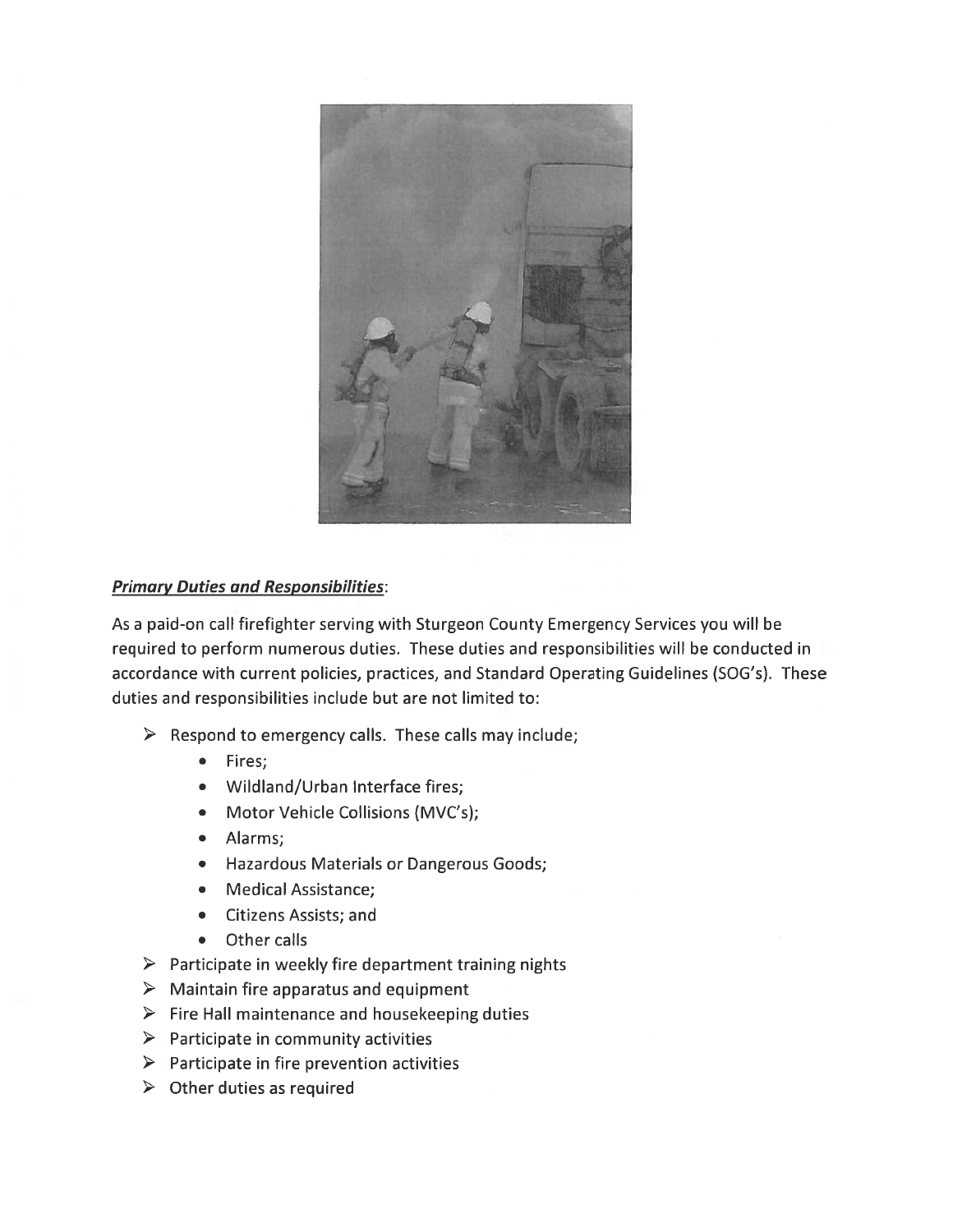***Primary Duties and Responsibilities***:

As a paid-on call firefighter serving with Sturgeon County Emergency Services you will be required to perform numerous duties. These duties and responsibilities will be conducted in accordance with current policies, practices, and Standard Operating Guidelines (SOG's). These duties and responsibilities include but are not limited to:

- Respond to emergency calls. These calls may include;
  - Fires;
  - Wildland/Urban Interface fires;
  - Motor Vehicle Collisions (MVC's);
  - Alarms;
  - Hazardous Materials or Dangerous Goods;
  - Medical Assistance;
  - Citizens Assists; and
  - Other calls
- Participate in weekly fire department training nights
- Maintain fire apparatus and equipment
- Fire Hall maintenance and housekeeping duties
- Participate in community activities
- Participate in fire prevention activities
- Other duties as required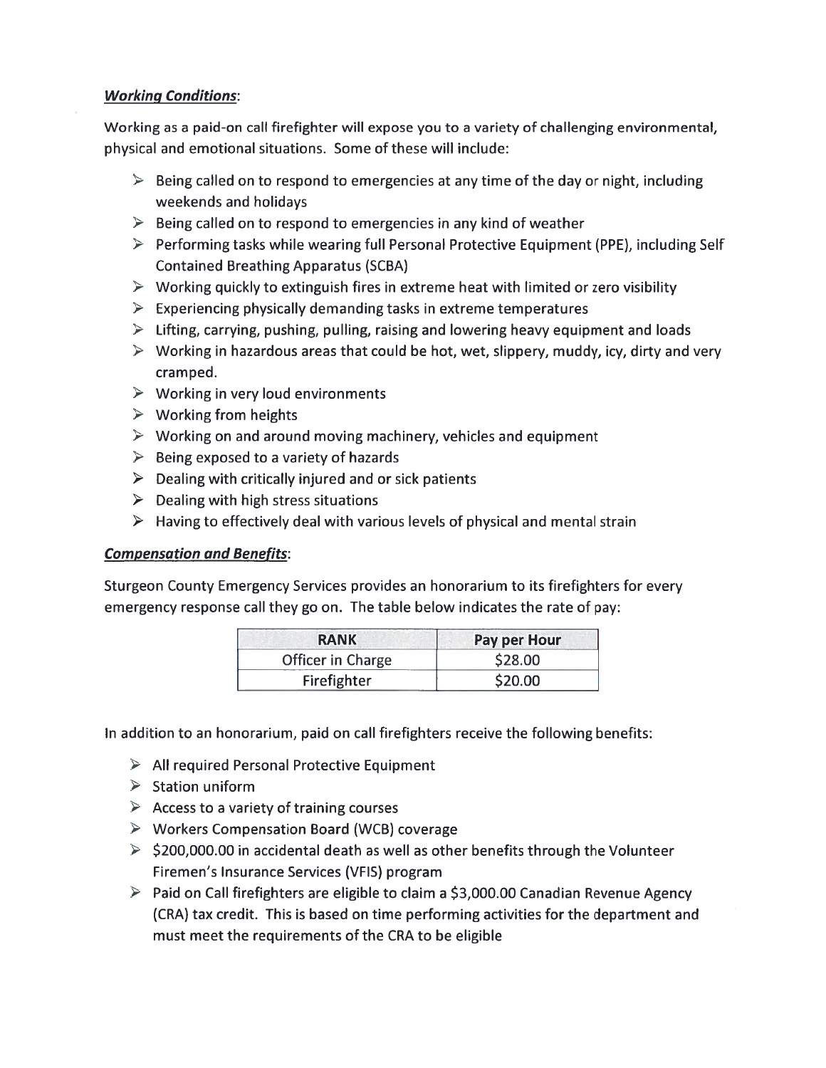***Working Conditions***:

Working as a paid-on call firefighter will expose you to a variety of challenging environmental, physical and emotional situations. Some of these will include:

- Being called on to respond to emergencies at any time of the day or night, including weekends and holidays
- Being called on to respond to emergencies in any kind of weather
- Performing tasks while wearing full Personal Protective Equipment (PPE), including Self Contained Breathing Apparatus (SCBA)
- Working quickly to extinguish fires in extreme heat with limited or zero visibility
- Experiencing physically demanding tasks in extreme temperatures
- Lifting, carrying, pushing, pulling, raising and lowering heavy equipment and loads
- Working in hazardous areas that could be hot, wet, slippery, muddy, icy, dirty and very cramped.
- Working in very loud environments
- Working from heights
- Working on and around moving machinery, vehicles and equipment
- Being exposed to a variety of hazards
- Dealing with critically injured and or sick patients
- Dealing with high stress situations
- Having to effectively deal with various levels of physical and mental strain

***Compensation and Benefits***:

Sturgeon County Emergency Services provides an honorarium to its firefighters for every emergency response call they go on. The table below indicates the rate of pay:

| RANK | Pay per Hour |
|---|---|
| Officer in Charge | $28.00 |
| Firefighter | $20.00 |

In addition to an honorarium, paid on call firefighters receive the following benefits:

- All required Personal Protective Equipment
- Station uniform
- Access to a variety of training courses
- Workers Compensation Board (WCB) coverage
- $200,000.00 in accidental death as well as other benefits through the Volunteer Firemen's Insurance Services (VFIS) program
- Paid on Call firefighters are eligible to claim a $3,000.00 Canadian Revenue Agency (CRA) tax credit. This is based on time performing activities for the department and must meet the requirements of the CRA to be eligible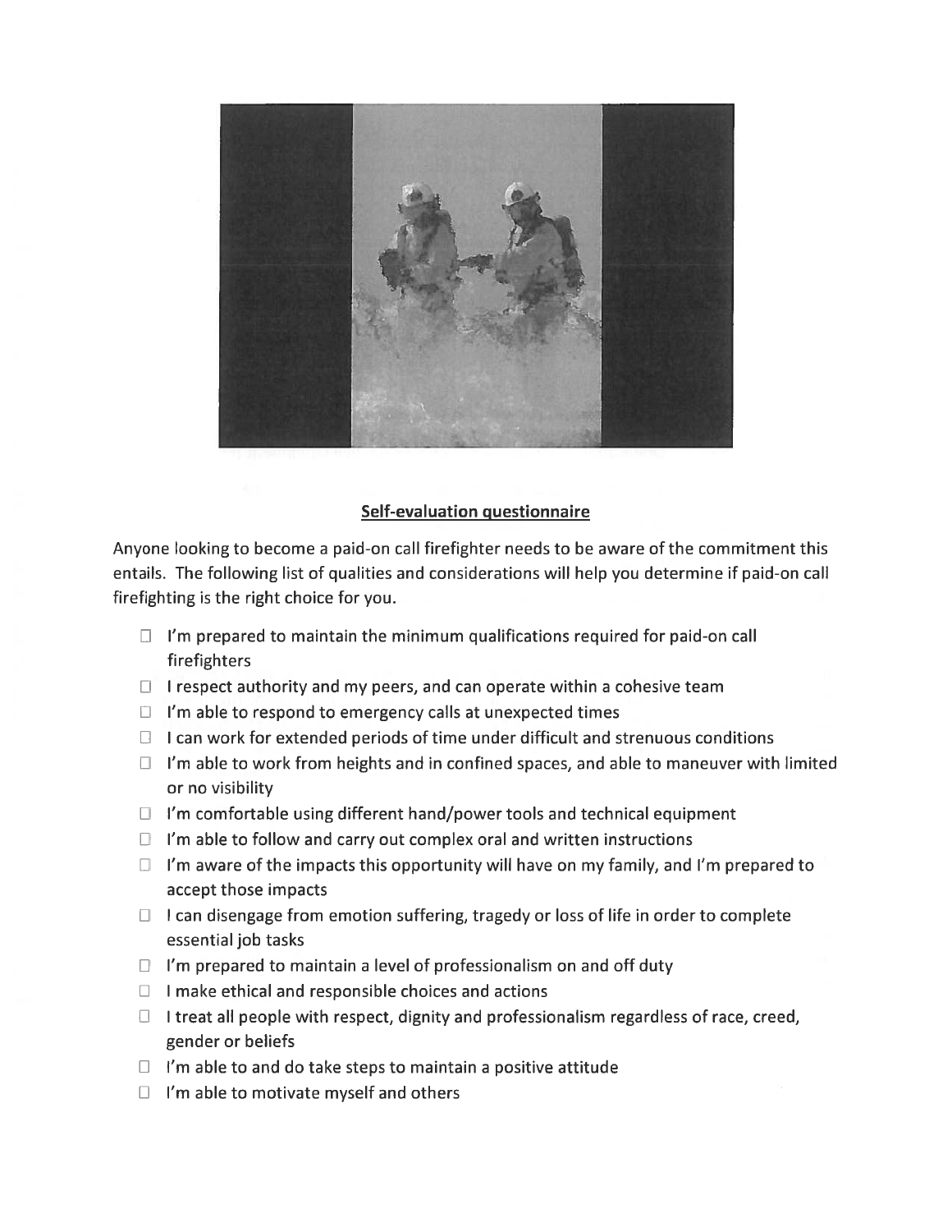## Self-evaluation questionnaire

Anyone looking to become a paid-on call firefighter needs to be aware of the commitment this entails. The following list of qualities and considerations will help you determine if paid-on call firefighting is the right choice for you.

- ☐ I'm prepared to maintain the minimum qualifications required for paid-on call firefighters
- ☐ I respect authority and my peers, and can operate within a cohesive team
- ☐ I'm able to respond to emergency calls at unexpected times
- ☐ I can work for extended periods of time under difficult and strenuous conditions
- ☐ I'm able to work from heights and in confined spaces, and able to maneuver with limited or no visibility
- ☐ I'm comfortable using different hand/power tools and technical equipment
- ☐ I'm able to follow and carry out complex oral and written instructions
- ☐ I'm aware of the impacts this opportunity will have on my family, and I'm prepared to accept those impacts
- ☐ I can disengage from emotion suffering, tragedy or loss of life in order to complete essential job tasks
- ☐ I'm prepared to maintain a level of professionalism on and off duty
- ☐ I make ethical and responsible choices and actions
- ☐ I treat all people with respect, dignity and professionalism regardless of race, creed, gender or beliefs
- ☐ I'm able to and do take steps to maintain a positive attitude
- ☐ I'm able to motivate myself and others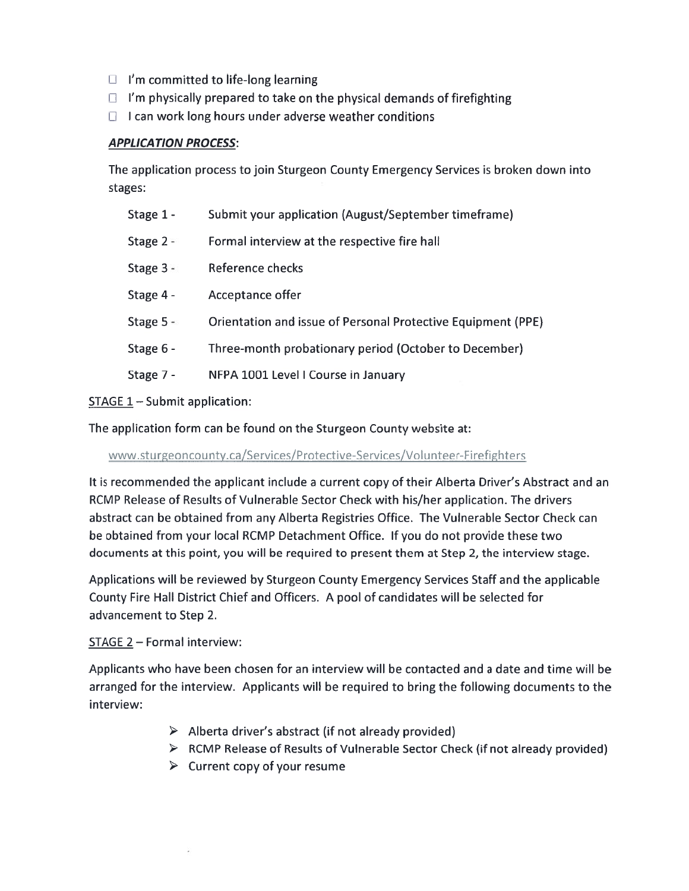- ☐ I'm committed to life-long learning
- ☐ I'm physically prepared to take on the physical demands of firefighting
- ☐ I can work long hours under adverse weather conditions

***APPLICATION PROCESS***:

The application process to join Sturgeon County Emergency Services is broken down into stages:

| | |
|---|---|
| Stage 1 - | Submit your application (August/September timeframe) |
| Stage 2 - | Formal interview at the respective fire hall |
| Stage 3 - | Reference checks |
| Stage 4 - | Acceptance offer |
| Stage 5 - | Orientation and issue of Personal Protective Equipment (PPE) |
| Stage 6 - | Three-month probationary period (October to December) |
| Stage 7 - | NFPA 1001 Level I Course in January |

<u>STAGE 1</u> – Submit application:

The application form can be found on the Sturgeon County website at:

www.sturgeoncounty.ca/Services/Protective-Services/Volunteer-Firefighters

It is recommended the applicant include a current copy of their Alberta Driver's Abstract and an RCMP Release of Results of Vulnerable Sector Check with his/her application. The drivers abstract can be obtained from any Alberta Registries Office. The Vulnerable Sector Check can be obtained from your local RCMP Detachment Office. If you do not provide these two documents at this point, you will be required to present them at Step 2, the interview stage.

Applications will be reviewed by Sturgeon County Emergency Services Staff and the applicable County Fire Hall District Chief and Officers. A pool of candidates will be selected for advancement to Step 2.

<u>STAGE 2</u> – Formal interview:

Applicants who have been chosen for an interview will be contacted and a date and time will be arranged for the interview. Applicants will be required to bring the following documents to the interview:

- Alberta driver's abstract (if not already provided)
- RCMP Release of Results of Vulnerable Sector Check (if not already provided)
- Current copy of your resume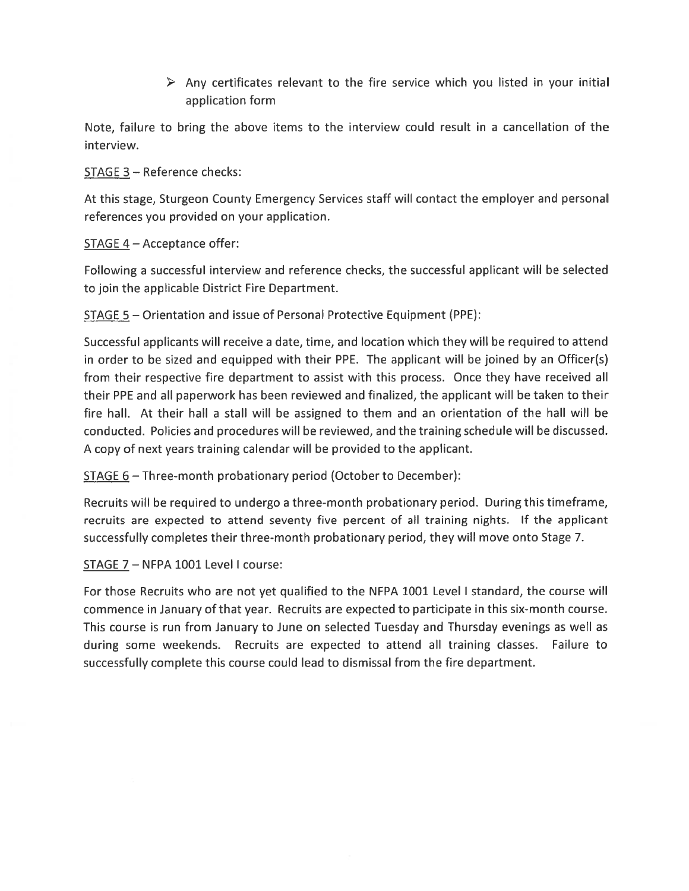- Any certificates relevant to the fire service which you listed in your initial application form

Note, failure to bring the above items to the interview could result in a cancellation of the interview.

STAGE 3 – Reference checks:

At this stage, Sturgeon County Emergency Services staff will contact the employer and personal references you provided on your application.

STAGE 4 – Acceptance offer:

Following a successful interview and reference checks, the successful applicant will be selected to join the applicable District Fire Department.

STAGE 5 – Orientation and issue of Personal Protective Equipment (PPE):

Successful applicants will receive a date, time, and location which they will be required to attend in order to be sized and equipped with their PPE. The applicant will be joined by an Officer(s) from their respective fire department to assist with this process. Once they have received all their PPE and all paperwork has been reviewed and finalized, the applicant will be taken to their fire hall. At their hall a stall will be assigned to them and an orientation of the hall will be conducted. Policies and procedures will be reviewed, and the training schedule will be discussed. A copy of next years training calendar will be provided to the applicant.

STAGE 6 – Three-month probationary period (October to December):

Recruits will be required to undergo a three-month probationary period. During this timeframe, recruits are expected to attend seventy five percent of all training nights. If the applicant successfully completes their three-month probationary period, they will move onto Stage 7.

STAGE 7 – NFPA 1001 Level I course:

For those Recruits who are not yet qualified to the NFPA 1001 Level I standard, the course will commence in January of that year. Recruits are expected to participate in this six-month course. This course is run from January to June on selected Tuesday and Thursday evenings as well as during some weekends. Recruits are expected to attend all training classes. Failure to successfully complete this course could lead to dismissal from the fire department.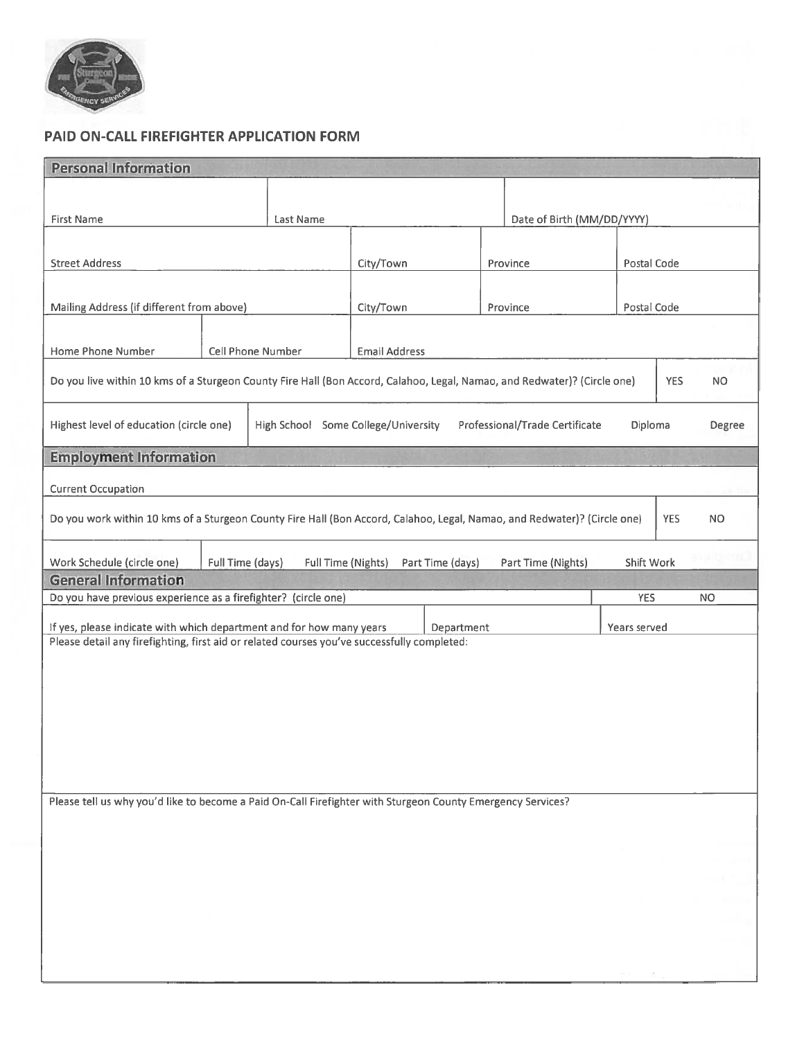## PAID ON-CALL FIREFIGHTER APPLICATION FORM

### Personal Information

| First Name | Last Name | Date of Birth (MM/DD/YYYY) | |
|---|---|---|---|
| Street Address | City/Town | Province | Postal Code |
| Mailing Address (if different from above) | City/Town | Province | Postal Code |
| Home Phone Number | Cell Phone Number | Email Address | |

Do you live within 10 kms of a Sturgeon County Fire Hall (Bon Accord, Calahoo, Legal, Namao, and Redwater)? (Circle one) YES NO

Highest level of education (circle one) High School Some College/University Professional/Trade Certificate Diploma Degree

### Employment Information

Current Occupation

Do you work within 10 kms of a Sturgeon County Fire Hall (Bon Accord, Calahoo, Legal, Namao, and Redwater)? (Circle one) YES NO

Work Schedule (circle one) Full Time (days) Full Time (Nights) Part Time (days) Part Time (Nights) Shift Work

### General Information

Do you have previous experience as a firefighter? (circle one) YES NO

If yes, please indicate with which department and for how many years Department Years served

Please detail any firefighting, first aid or related courses you've successfully completed:

Please tell us why you'd like to become a Paid On-Call Firefighter with Sturgeon County Emergency Services?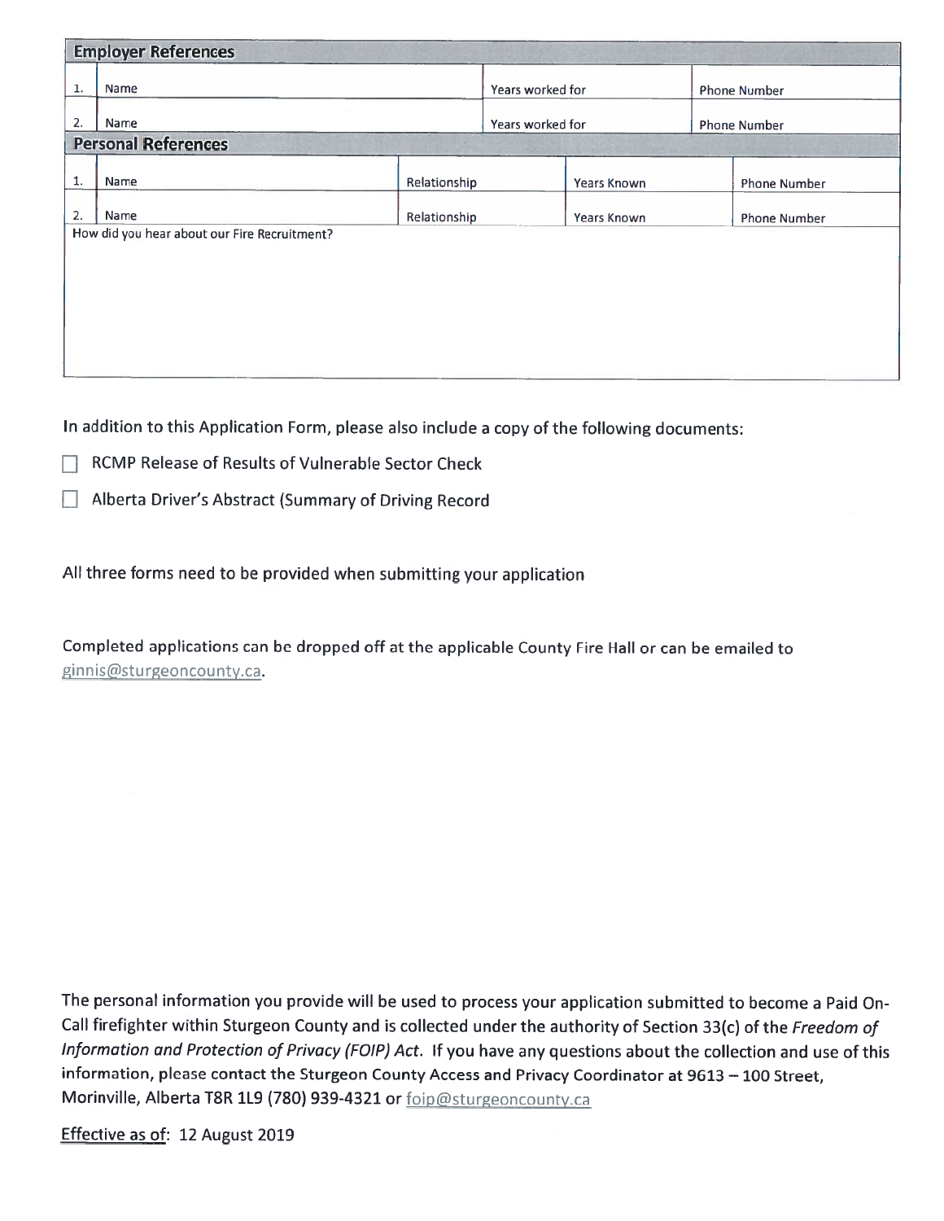| Employer References | | | |
|---|---|---|---|
| 1. | Name | Years worked for | Phone Number |
| 2. | Name | Years worked for | Phone Number |

| Personal References | | | | |
|---|---|---|---|---|
| 1. | Name | Relationship | Years Known | Phone Number |
| 2. | Name | Relationship | Years Known | Phone Number |

How did you hear about our Fire Recruitment?

In addition to this Application Form, please also include a copy of the following documents:

- ☐ RCMP Release of Results of Vulnerable Sector Check
- ☐ Alberta Driver's Abstract (Summary of Driving Record

All three forms need to be provided when submitting your application

Completed applications can be dropped off at the applicable County Fire Hall or can be emailed to ginnis@sturgeoncounty.ca.

The personal information you provide will be used to process your application submitted to become a Paid On-Call firefighter within Sturgeon County and is collected under the authority of Section 33(c) of the *Freedom of Information and Protection of Privacy (FOIP) Act*. If you have any questions about the collection and use of this information, please contact the Sturgeon County Access and Privacy Coordinator at 9613 – 100 Street, Morinville, Alberta T8R 1L9 (780) 939-4321 or foip@sturgeoncounty.ca

Effective as of: 12 August 2019